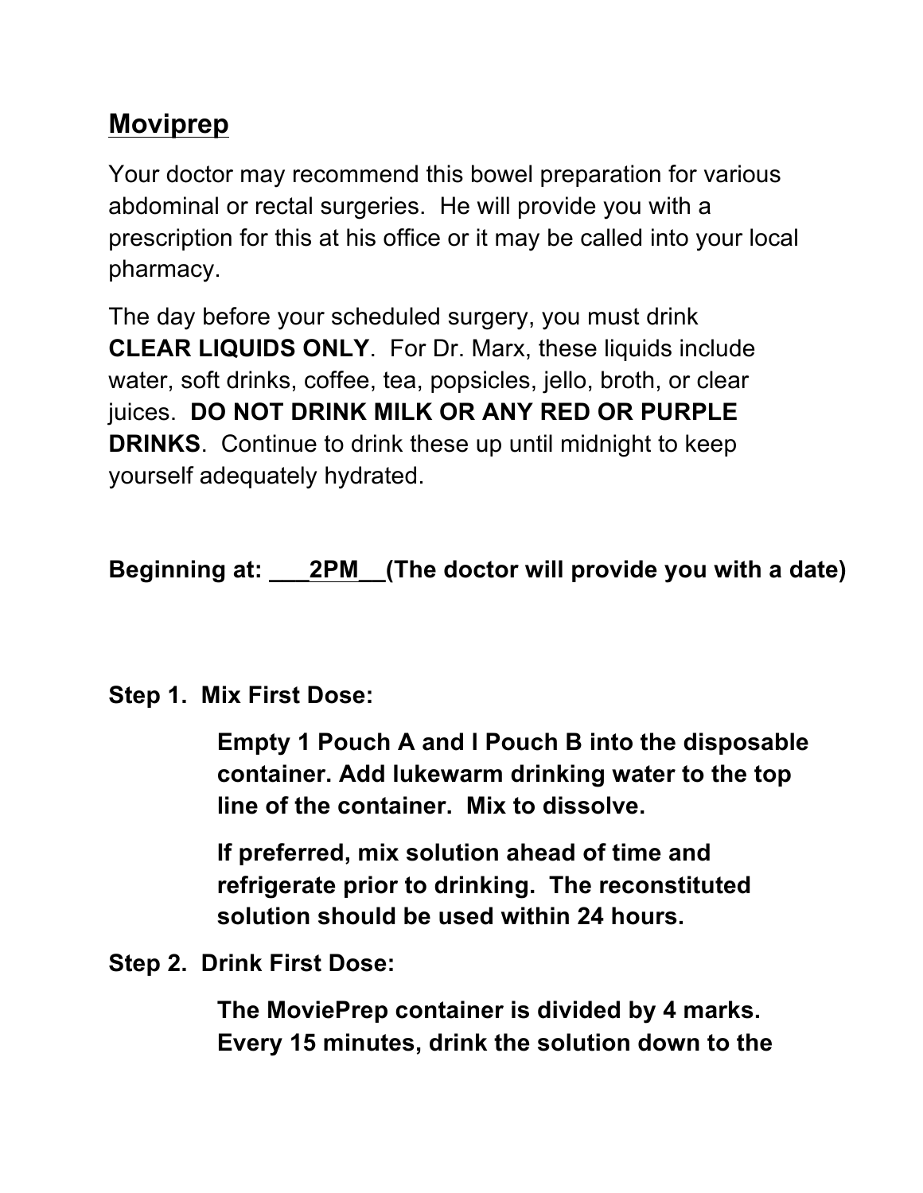## Moviprep

Your doctor may recommend this bowel preparation for various abdominal or rectal surgeries. He will provide you with a prescription for this at his office or it may be called into your local pharmacy.

The day before your scheduled surgery, you must drink **CLEAR LIQUIDS ONLY**. For Dr. Marx, these liquids include water, soft drinks, coffee, tea, popsicles, jello, broth, or clear juices. **DO NOT DRINK MILK OR ANY RED OR PURPLE DRINKS**. Continue to drink these up until midnight to keep yourself adequately hydrated.

**Beginning at: ___2PM__(The doctor will provide you with a date)**

**Step 1. Mix First Dose:**

> **Empty 1 Pouch A and I Pouch B into the disposable container. Add lukewarm drinking water to the top line of the container. Mix to dissolve.**
>
> **If preferred, mix solution ahead of time and refrigerate prior to drinking. The reconstituted solution should be used within 24 hours.**

**Step 2. Drink First Dose:**

> **The MoviePrep container is divided by 4 marks. Every 15 minutes, drink the solution down to the**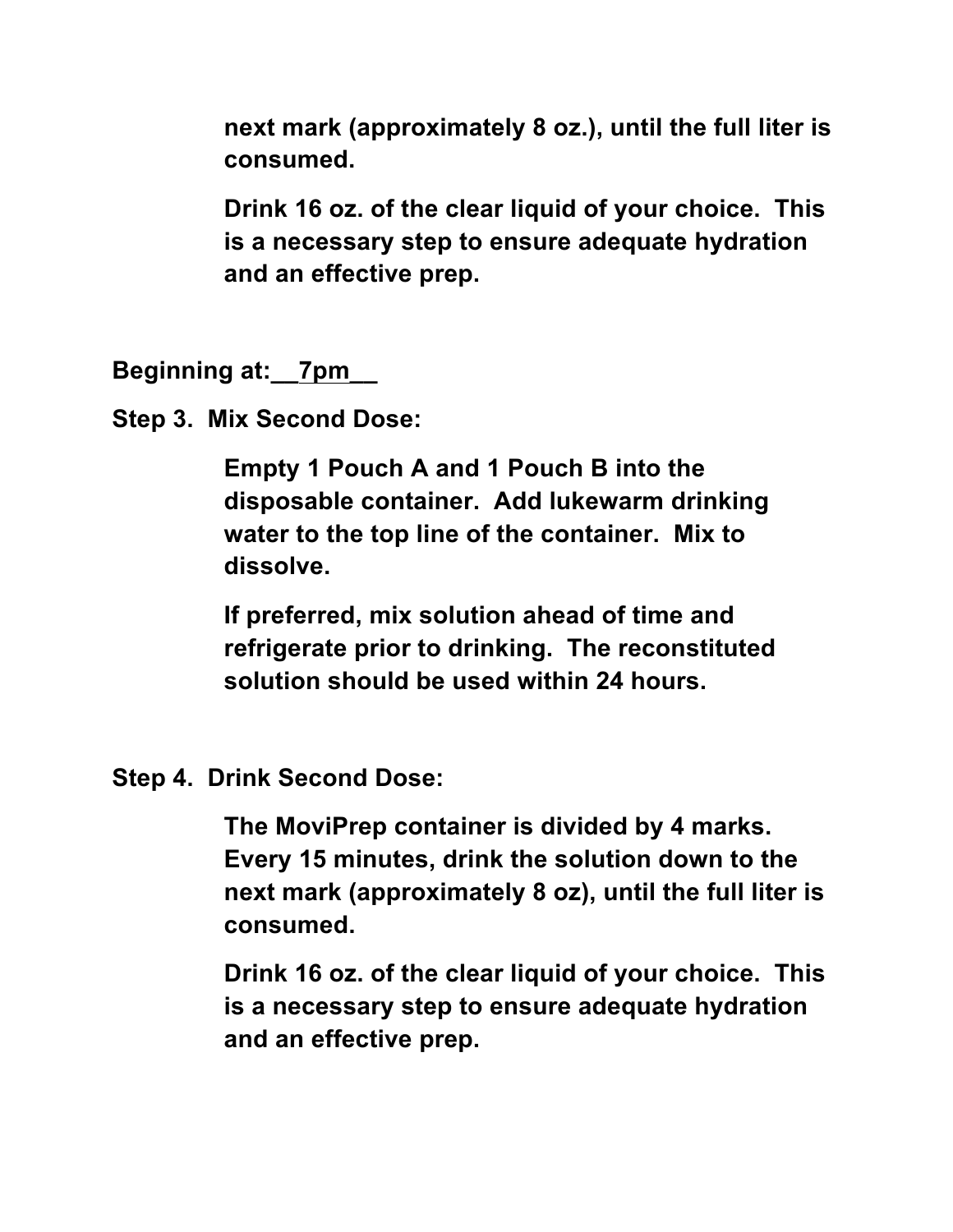**next mark (approximately 8 oz.), until the full liter is consumed.**

**Drink 16 oz. of the clear liquid of your choice. This is a necessary step to ensure adequate hydration and an effective prep.**

**Beginning at:__7pm__**

**Step 3. Mix Second Dose:**

**Empty 1 Pouch A and 1 Pouch B into the disposable container. Add lukewarm drinking water to the top line of the container. Mix to dissolve.**

**If preferred, mix solution ahead of time and refrigerate prior to drinking. The reconstituted solution should be used within 24 hours.**

**Step 4. Drink Second Dose:**

**The MoviPrep container is divided by 4 marks. Every 15 minutes, drink the solution down to the next mark (approximately 8 oz), until the full liter is consumed.**

**Drink 16 oz. of the clear liquid of your choice. This is a necessary step to ensure adequate hydration and an effective prep.**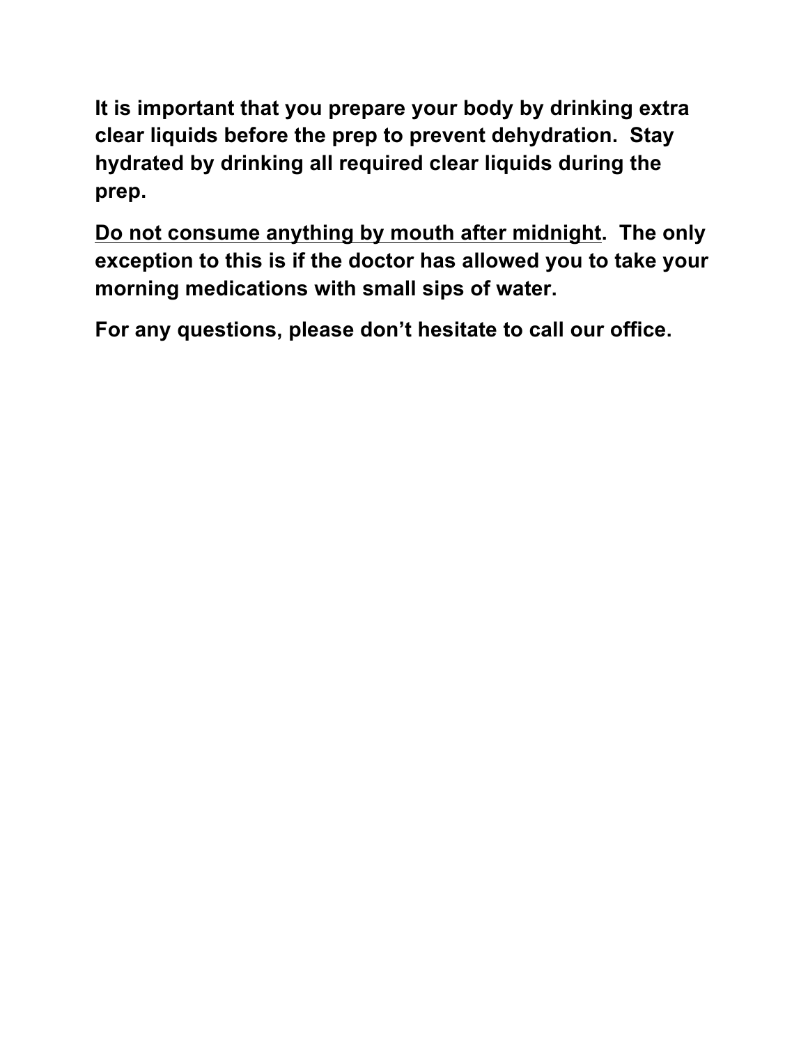**It is important that you prepare your body by drinking extra clear liquids before the prep to prevent dehydration. Stay hydrated by drinking all required clear liquids during the prep.**

**<u>Do not consume anything by mouth after midnight</u>. The only exception to this is if the doctor has allowed you to take your morning medications with small sips of water.**

**For any questions, please don't hesitate to call our office.**